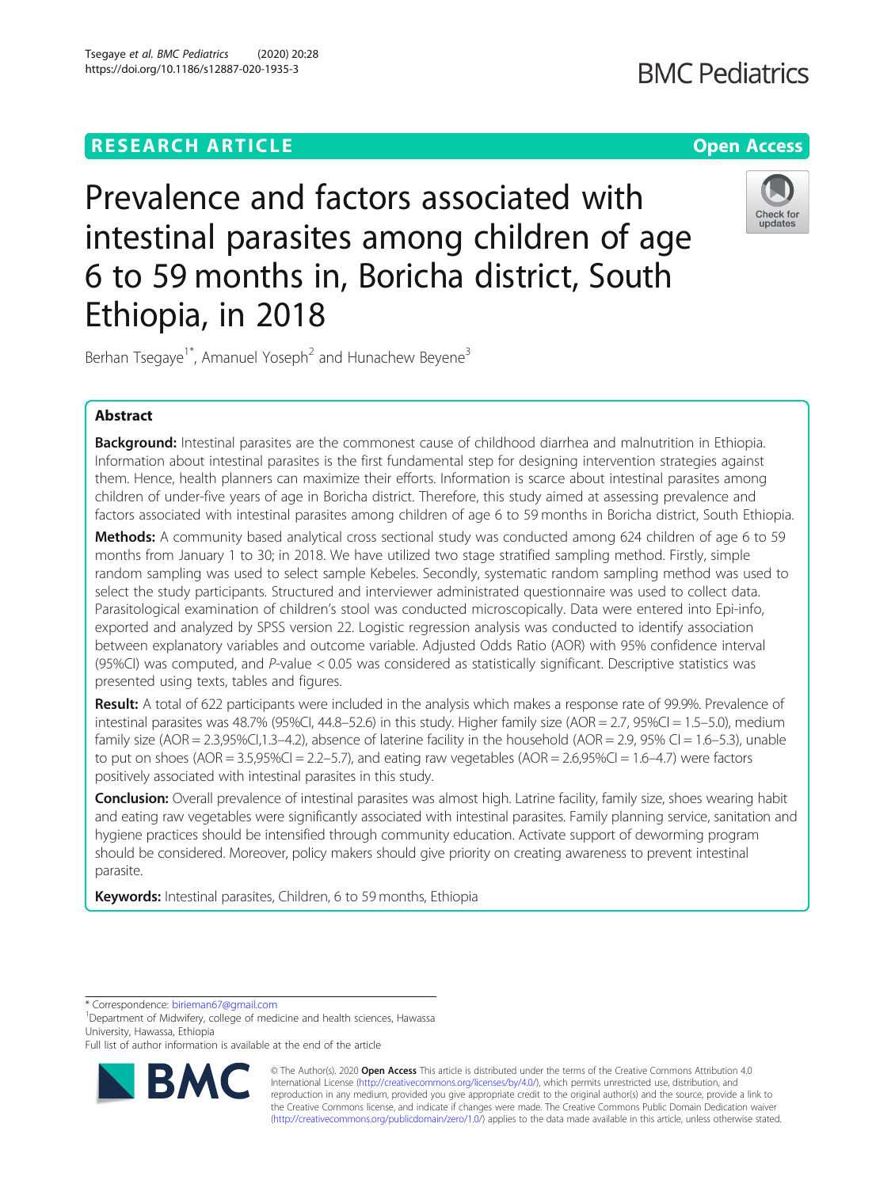RESEARCH ARTICLE

Open Access

# Prevalence and factors associated with intestinal parasites among children of age 6 to 59 months in, Boricha district, South Ethiopia, in 2018

Berhan Tsegaye[1*], Amanuel Yoseph[2] and Hunachew Beyene[3]

## Abstract

**Background:** Intestinal parasites are the commonest cause of childhood diarrhea and malnutrition in Ethiopia. Information about intestinal parasites is the first fundamental step for designing intervention strategies against them. Hence, health planners can maximize their efforts. Information is scarce about intestinal parasites among children of under-five years of age in Boricha district. Therefore, this study aimed at assessing prevalence and factors associated with intestinal parasites among children of age 6 to 59 months in Boricha district, South Ethiopia.

**Methods:** A community based analytical cross sectional study was conducted among 624 children of age 6 to 59 months from January 1 to 30; in 2018. We have utilized two stage stratified sampling method. Firstly, simple random sampling was used to select sample Kebeles. Secondly, systematic random sampling method was used to select the study participants. Structured and interviewer administrated questionnaire was used to collect data. Parasitological examination of children's stool was conducted microscopically. Data were entered into Epi-info, exported and analyzed by SPSS version 22. Logistic regression analysis was conducted to identify association between explanatory variables and outcome variable. Adjusted Odds Ratio (AOR) with 95% confidence interval (95%CI) was computed, and *P*-value < 0.05 was considered as statistically significant. Descriptive statistics was presented using texts, tables and figures.

**Result:** A total of 622 participants were included in the analysis which makes a response rate of 99.9%. Prevalence of intestinal parasites was 48.7% (95%CI, 44.8–52.6) in this study. Higher family size (AOR = 2.7, 95%CI = 1.5–5.0), medium family size (AOR = 2.3,95%CI,1.3–4.2), absence of laterine facility in the household (AOR = 2.9, 95% CI = 1.6–5.3), unable to put on shoes (AOR = 3.5,95%CI = 2.2–5.7), and eating raw vegetables (AOR = 2.6,95%CI = 1.6–4.7) were factors positively associated with intestinal parasites in this study.

**Conclusion:** Overall prevalence of intestinal parasites was almost high. Latrine facility, family size, shoes wearing habit and eating raw vegetables were significantly associated with intestinal parasites. Family planning service, sanitation and hygiene practices should be intensified through community education. Activate support of deworming program should be considered. Moreover, policy makers should give priority on creating awareness to prevent intestinal parasite.

**Keywords:** Intestinal parasites, Children, 6 to 59 months, Ethiopia

\* Correspondence: birieman67@gmail.com
[1]Department of Midwifery, college of medicine and health sciences, Hawassa University, Hawassa, Ethiopia
Full list of author information is available at the end of the article

© The Author(s). 2020 **Open Access** This article is distributed under the terms of the Creative Commons Attribution 4.0 International License (http://creativecommons.org/licenses/by/4.0/), which permits unrestricted use, distribution, and reproduction in any medium, provided you give appropriate credit to the original author(s) and the source, provide a link to the Creative Commons license, and indicate if changes were made. The Creative Commons Public Domain Dedication waiver (http://creativecommons.org/publicdomain/zero/1.0/) applies to the data made available in this article, unless otherwise stated.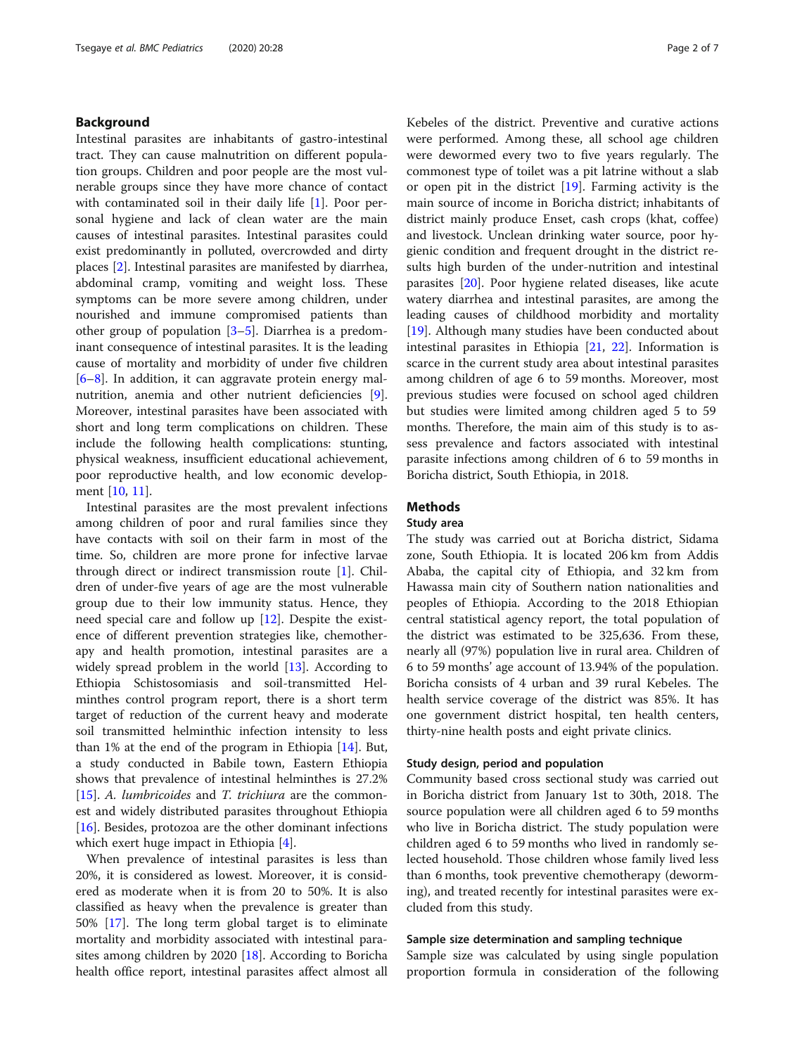## Background

Intestinal parasites are inhabitants of gastro-intestinal tract. They can cause malnutrition on different population groups. Children and poor people are the most vulnerable groups since they have more chance of contact with contaminated soil in their daily life [1]. Poor personal hygiene and lack of clean water are the main causes of intestinal parasites. Intestinal parasites could exist predominantly in polluted, overcrowded and dirty places [2]. Intestinal parasites are manifested by diarrhea, abdominal cramp, vomiting and weight loss. These symptoms can be more severe among children, under nourished and immune compromised patients than other group of population [3–5]. Diarrhea is a predominant consequence of intestinal parasites. It is the leading cause of mortality and morbidity of under five children [6–8]. In addition, it can aggravate protein energy malnutrition, anemia and other nutrient deficiencies [9]. Moreover, intestinal parasites have been associated with short and long term complications on children. These include the following health complications: stunting, physical weakness, insufficient educational achievement, poor reproductive health, and low economic development [10, 11].

Intestinal parasites are the most prevalent infections among children of poor and rural families since they have contacts with soil on their farm in most of the time. So, children are more prone for infective larvae through direct or indirect transmission route [1]. Children of under-five years of age are the most vulnerable group due to their low immunity status. Hence, they need special care and follow up [12]. Despite the existence of different prevention strategies like, chemotherapy and health promotion, intestinal parasites are a widely spread problem in the world [13]. According to Ethiopia Schistosomiasis and soil-transmitted Helminthes control program report, there is a short term target of reduction of the current heavy and moderate soil transmitted helminthic infection intensity to less than 1% at the end of the program in Ethiopia [14]. But, a study conducted in Babile town, Eastern Ethiopia shows that prevalence of intestinal helminthes is 27.2% [15]. *A. lumbricoides* and *T. trichiura* are the commonest and widely distributed parasites throughout Ethiopia [16]. Besides, protozoa are the other dominant infections which exert huge impact in Ethiopia [4].

When prevalence of intestinal parasites is less than 20%, it is considered as lowest. Moreover, it is considered as moderate when it is from 20 to 50%. It is also classified as heavy when the prevalence is greater than 50% [17]. The long term global target is to eliminate mortality and morbidity associated with intestinal parasites among children by 2020 [18]. According to Boricha health office report, intestinal parasites affect almost all Kebeles of the district. Preventive and curative actions were performed. Among these, all school age children were dewormed every two to five years regularly. The commonest type of toilet was a pit latrine without a slab or open pit in the district [19]. Farming activity is the main source of income in Boricha district; inhabitants of district mainly produce Enset, cash crops (khat, coffee) and livestock. Unclean drinking water source, poor hygienic condition and frequent drought in the district results high burden of the under-nutrition and intestinal parasites [20]. Poor hygiene related diseases, like acute watery diarrhea and intestinal parasites, are among the leading causes of childhood morbidity and mortality [19]. Although many studies have been conducted about intestinal parasites in Ethiopia [21, 22]. Information is scarce in the current study area about intestinal parasites among children of age 6 to 59 months. Moreover, most previous studies were focused on school aged children but studies were limited among children aged 5 to 59 months. Therefore, the main aim of this study is to assess prevalence and factors associated with intestinal parasite infections among children of 6 to 59 months in Boricha district, South Ethiopia, in 2018.

## Methods

### Study area

The study was carried out at Boricha district, Sidama zone, South Ethiopia. It is located 206 km from Addis Ababa, the capital city of Ethiopia, and 32 km from Hawassa main city of Southern nation nationalities and peoples of Ethiopia. According to the 2018 Ethiopian central statistical agency report, the total population of the district was estimated to be 325,636. From these, nearly all (97%) population live in rural area. Children of 6 to 59 months' age account of 13.94% of the population. Boricha consists of 4 urban and 39 rural Kebeles. The health service coverage of the district was 85%. It has one government district hospital, ten health centers, thirty-nine health posts and eight private clinics.

### Study design, period and population

Community based cross sectional study was carried out in Boricha district from January 1st to 30th, 2018. The source population were all children aged 6 to 59 months who live in Boricha district. The study population were children aged 6 to 59 months who lived in randomly selected household. Those children whose family lived less than 6 months, took preventive chemotherapy (deworming), and treated recently for intestinal parasites were excluded from this study.

### Sample size determination and sampling technique

Sample size was calculated by using single population proportion formula in consideration of the following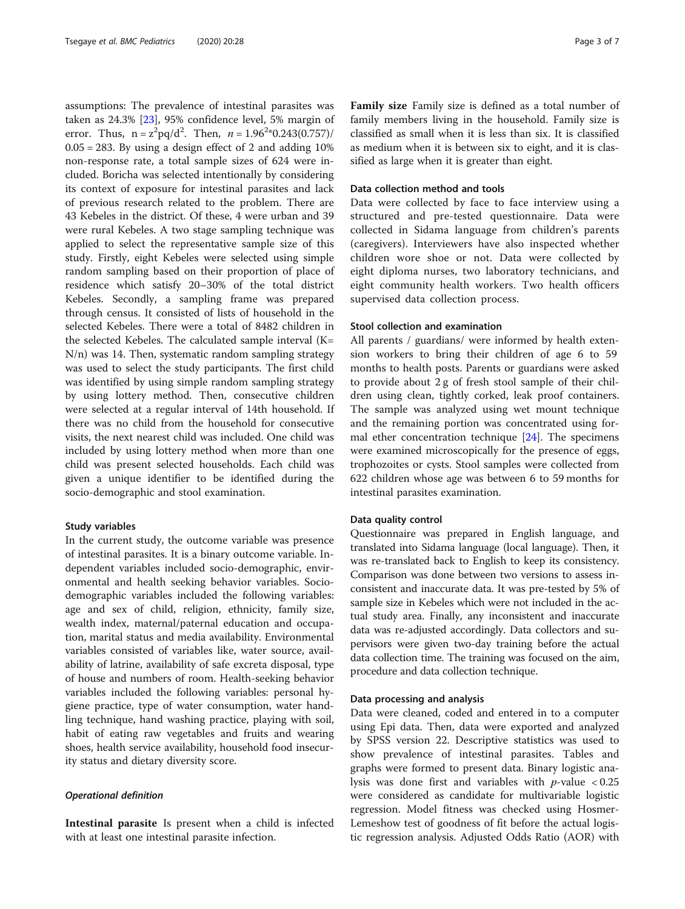assumptions: The prevalence of intestinal parasites was taken as 24.3% [23], 95% confidence level, 5% margin of error. Thus, $n = z^2pq/d^2$. Then, $n = 1.96^{2}*0.243(0.757)/0.05 = 283$. By using a design effect of 2 and adding 10% non-response rate, a total sample sizes of 624 were included. Boricha was selected intentionally by considering its context of exposure for intestinal parasites and lack of previous research related to the problem. There are 43 Kebeles in the district. Of these, 4 were urban and 39 were rural Kebeles. A two stage sampling technique was applied to select the representative sample size of this study. Firstly, eight Kebeles were selected using simple random sampling based on their proportion of place of residence which satisfy 20–30% of the total district Kebeles. Secondly, a sampling frame was prepared through census. It consisted of lists of household in the selected Kebeles. There were a total of 8482 children in the selected Kebeles. The calculated sample interval (K= N/n) was 14. Then, systematic random sampling strategy was used to select the study participants. The first child was identified by using simple random sampling strategy by using lottery method. Then, consecutive children were selected at a regular interval of 14th household. If there was no child from the household for consecutive visits, the next nearest child was included. One child was included by using lottery method when more than one child was present selected households. Each child was given a unique identifier to be identified during the socio-demographic and stool examination.

### Study variables

In the current study, the outcome variable was presence of intestinal parasites. It is a binary outcome variable. Independent variables included socio-demographic, environmental and health seeking behavior variables. Socio-demographic variables included the following variables: age and sex of child, religion, ethnicity, family size, wealth index, maternal/paternal education and occupation, marital status and media availability. Environmental variables consisted of variables like, water source, availability of latrine, availability of safe excreta disposal, type of house and numbers of room. Health-seeking behavior variables included the following variables: personal hygiene practice, type of water consumption, water handling technique, hand washing practice, playing with soil, habit of eating raw vegetables and fruits and wearing shoes, health service availability, household food insecurity status and dietary diversity score.

#### *Operational definition*

**Intestinal parasite** Is present when a child is infected with at least one intestinal parasite infection.

**Family size** Family size is defined as a total number of family members living in the household. Family size is classified as small when it is less than six. It is classified as medium when it is between six to eight, and it is classified as large when it is greater than eight.

### Data collection method and tools

Data were collected by face to face interview using a structured and pre-tested questionnaire. Data were collected in Sidama language from children's parents (caregivers). Interviewers have also inspected whether children wore shoe or not. Data were collected by eight diploma nurses, two laboratory technicians, and eight community health workers. Two health officers supervised data collection process.

### Stool collection and examination

All parents / guardians/ were informed by health extension workers to bring their children of age 6 to 59 months to health posts. Parents or guardians were asked to provide about 2 g of fresh stool sample of their children using clean, tightly corked, leak proof containers. The sample was analyzed using wet mount technique and the remaining portion was concentrated using formal ether concentration technique [24]. The specimens were examined microscopically for the presence of eggs, trophozoites or cysts. Stool samples were collected from 622 children whose age was between 6 to 59 months for intestinal parasites examination.

### Data quality control

Questionnaire was prepared in English language, and translated into Sidama language (local language). Then, it was re-translated back to English to keep its consistency. Comparison was done between two versions to assess inconsistent and inaccurate data. It was pre-tested by 5% of sample size in Kebeles which were not included in the actual study area. Finally, any inconsistent and inaccurate data was re-adjusted accordingly. Data collectors and supervisors were given two-day training before the actual data collection time. The training was focused on the aim, procedure and data collection technique.

### Data processing and analysis

Data were cleaned, coded and entered in to a computer using Epi data. Then, data were exported and analyzed by SPSS version 22. Descriptive statistics was used to show prevalence of intestinal parasites. Tables and graphs were formed to present data. Binary logistic analysis was done first and variables with $p$-value $< 0.25$ were considered as candidate for multivariable logistic regression. Model fitness was checked using Hosmer-Lemeshow test of goodness of fit before the actual logistic regression analysis. Adjusted Odds Ratio (AOR) with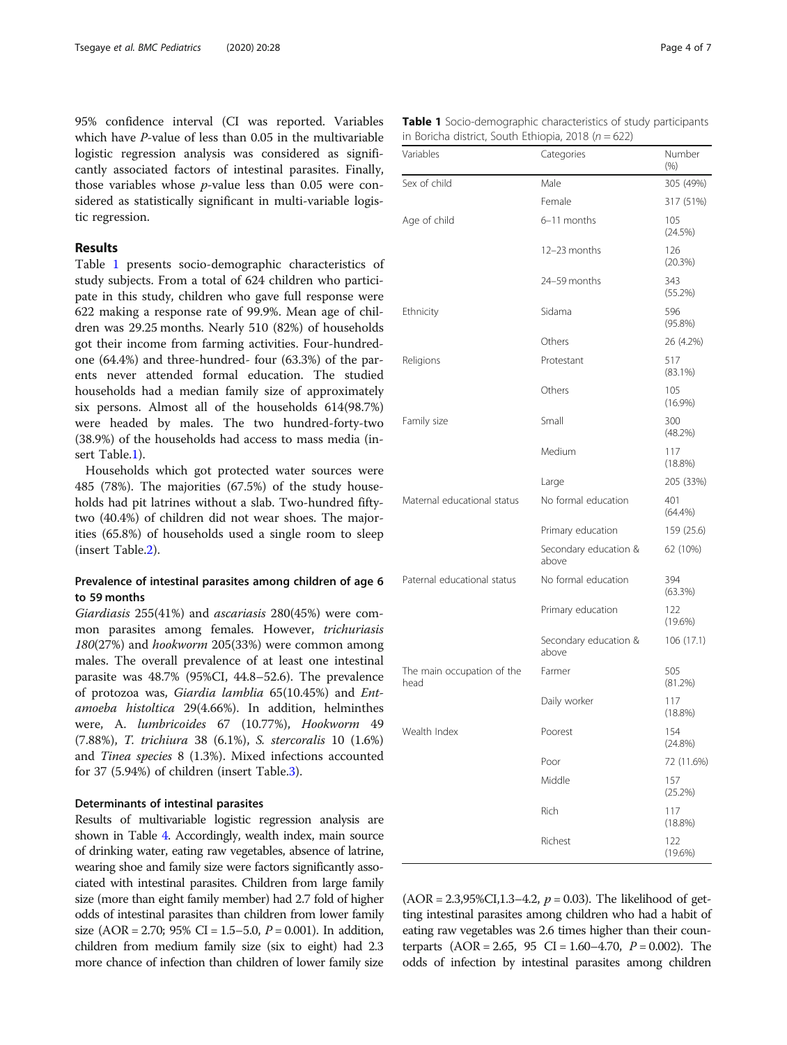95% confidence interval (CI was reported. Variables which have *P*-value of less than 0.05 in the multivariable logistic regression analysis was considered as significantly associated factors of intestinal parasites. Finally, those variables whose *p*-value less than 0.05 were considered as statistically significant in multi-variable logistic regression.

## Results

Table 1 presents socio-demographic characteristics of study subjects. From a total of 624 children who participate in this study, children who gave full response were 622 making a response rate of 99.9%. Mean age of children was 29.25 months. Nearly 510 (82%) of households got their income from farming activities. Four-hundred-one (64.4%) and three-hundred- four (63.3%) of the parents never attended formal education. The studied households had a median family size of approximately six persons. Almost all of the households 614(98.7%) were headed by males. The two hundred-forty-two (38.9%) of the households had access to mass media (insert Table.1).

Households which got protected water sources were 485 (78%). The majorities (67.5%) of the study households had pit latrines without a slab. Two-hundred fifty-two (40.4%) of children did not wear shoes. The majorities (65.8%) of households used a single room to sleep (insert Table.2).

### Prevalence of intestinal parasites among children of age 6 to 59 months

*Giardiasis* 255(41%) and *ascariasis* 280(45%) were common parasites among females. However, *trichuriasis 180*(27%) and *hookworm* 205(33%) were common among males. The overall prevalence of at least one intestinal parasite was 48.7% (95%CI, 44.8–52.6). The prevalence of protozoa was, *Giardia lamblia* 65(10.45%) and *Entamoeba histoltica* 29(4.66%). In addition, helminthes were, A. *lumbricoides* 67 (10.77%), *Hookworm* 49 (7.88%), *T. trichiura* 38 (6.1%), *S. stercoralis* 10 (1.6%) and *Tinea species* 8 (1.3%). Mixed infections accounted for 37 (5.94%) of children (insert Table.3).

### Determinants of intestinal parasites

Results of multivariable logistic regression analysis are shown in Table 4. Accordingly, wealth index, main source of drinking water, eating raw vegetables, absence of latrine, wearing shoe and family size were factors significantly associated with intestinal parasites. Children from large family size (more than eight family member) had 2.7 fold of higher odds of intestinal parasites than children from lower family size (AOR = 2.70; 95% CI = 1.5–5.0, $P = 0.001$). In addition, children from medium family size (six to eight) had 2.3 more chance of infection than children of lower family size (AOR = 2.3,95%CI,1.3–4.2, $p = 0.03$). The likelihood of getting intestinal parasites among children who had a habit of eating raw vegetables was 2.6 times higher than their counterparts (AOR = 2.65, 95 CI = 1.60–4.70, $P = 0.002$). The odds of infection by intestinal parasites among children

**Table 1** Socio-demographic characteristics of study participants in Boricha district, South Ethiopia, 2018 ($n = 622$)

| Variables | Categories | Number (%) |
|---|---|---|
| Sex of child | Male | 305 (49%) |
| | Female | 317 (51%) |
| Age of child | 6–11 months | 105 (24.5%) |
| | 12–23 months | 126 (20.3%) |
| | 24–59 months | 343 (55.2%) |
| Ethnicity | Sidama | 596 (95.8%) |
| | Others | 26 (4.2%) |
| Religions | Protestant | 517 (83.1%) |
| | Others | 105 (16.9%) |
| Family size | Small | 300 (48.2%) |
| | Medium | 117 (18.8%) |
| | Large | 205 (33%) |
| Maternal educational status | No formal education | 401 (64.4%) |
| | Primary education | 159 (25.6) |
| | Secondary education & above | 62 (10%) |
| Paternal educational status | No formal education | 394 (63.3%) |
| | Primary education | 122 (19.6%) |
| | Secondary education & above | 106 (17.1) |
| The main occupation of the head | Farmer | 505 (81.2%) |
| | Daily worker | 117 (18.8%) |
| Wealth Index | Poorest | 154 (24.8%) |
| | Poor | 72 (11.6%) |
| | Middle | 157 (25.2%) |
| | Rich | 117 (18.8%) |
| | Richest | 122 (19.6%) |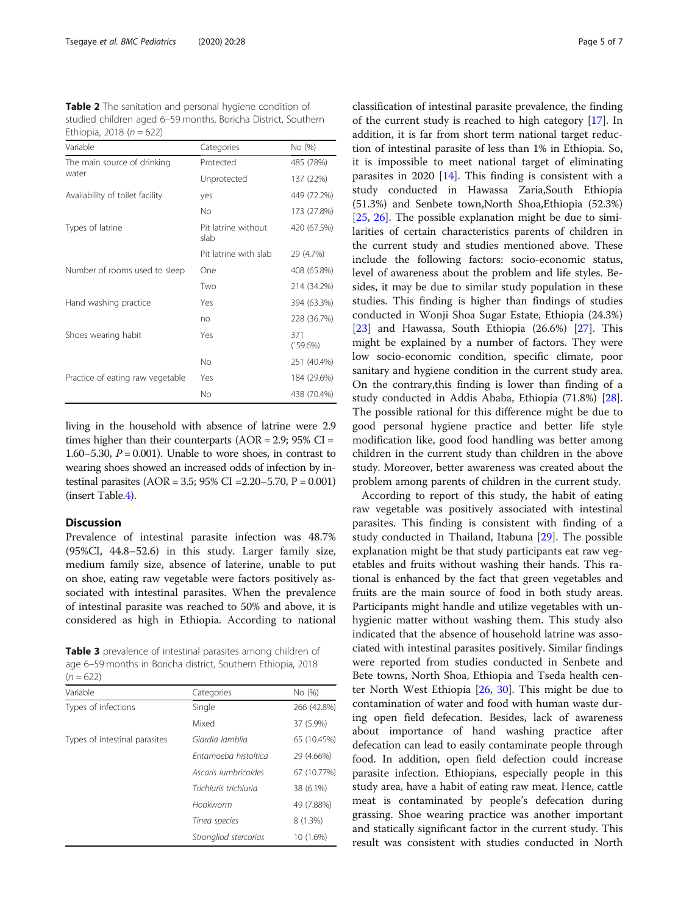**Table 2** The sanitation and personal hygiene condition of studied children aged 6–59 months, Boricha District, Southern Ethiopia, 2018 (*n* = 622)

| Variable | Categories | No (%) |
|---|---|---|
| The main source of drinking water | Protected | 485 (78%) |
| | Unprotected | 137 (22%) |
| Availability of toilet facility | yes | 449 (72.2%) |
| | No | 173 (27.8%) |
| Types of latrine | Pit latrine without slab | 420 (67.5%) |
| | Pit latrine with slab | 29 (4.7%) |
| Number of rooms used to sleep | One | 408 (65.8%) |
| | Two | 214 (34.2%) |
| Hand washing practice | Yes | 394 (63.3%) |
| | no | 228 (36.7%) |
| Shoes wearing habit | Yes | 371 (`59.6%) |
| | No | 251 (40.4%) |
| Practice of eating raw vegetable | Yes | 184 (29.6%) |
| | No | 438 (70.4%) |

living in the household with absence of latrine were 2.9 times higher than their counterparts (AOR = 2.9; 95% CI = 1.60–5.30, *P* = 0.001). Unable to wore shoes, in contrast to wearing shoes showed an increased odds of infection by intestinal parasites (AOR = 3.5; 95% CI =2.20–5.70, P = 0.001) (insert Table.4).

## Discussion

Prevalence of intestinal parasite infection was 48.7% (95%CI, 44.8–52.6) in this study. Larger family size, medium family size, absence of laterine, unable to put on shoe, eating raw vegetable were factors positively associated with intestinal parasites. When the prevalence of intestinal parasite was reached to 50% and above, it is considered as high in Ethiopia. According to national classification of intestinal parasite prevalence, the finding of the current study is reached to high category [17]. In addition, it is far from short term national target reduction of intestinal parasite of less than 1% in Ethiopia. So, it is impossible to meet national target of eliminating parasites in 2020 [14]. This finding is consistent with a study conducted in Hawassa Zaria,South Ethiopia (51.3%) and Senbete town,North Shoa,Ethiopia (52.3%) [25, 26]. The possible explanation might be due to similarities of certain characteristics parents of children in the current study and studies mentioned above. These include the following factors: socio-economic status, level of awareness about the problem and life styles. Besides, it may be due to similar study population in these studies. This finding is higher than findings of studies conducted in Wonji Shoa Sugar Estate, Ethiopia (24.3%) [23] and Hawassa, South Ethiopia (26.6%) [27]. This might be explained by a number of factors. They were low socio-economic condition, specific climate, poor sanitary and hygiene condition in the current study area. On the contrary,this finding is lower than finding of a study conducted in Addis Ababa, Ethiopia (71.8%) [28]. The possible rational for this difference might be due to good personal hygiene practice and better life style modification like, good food handling was better among children in the current study than children in the above study. Moreover, better awareness was created about the problem among parents of children in the current study.

According to report of this study, the habit of eating raw vegetable was positively associated with intestinal parasites. This finding is consistent with finding of a study conducted in Thailand, Itabuna [29]. The possible explanation might be that study participants eat raw vegetables and fruits without washing their hands. This rational is enhanced by the fact that green vegetables and fruits are the main source of food in both study areas. Participants might handle and utilize vegetables with unhygienic matter without washing them. This study also indicated that the absence of household latrine was associated with intestinal parasites positively. Similar findings were reported from studies conducted in Senbete and Bete towns, North Shoa, Ethiopia and Tseda health center North West Ethiopia [26, 30]. This might be due to contamination of water and food with human waste during open field defecation. Besides, lack of awareness about importance of hand washing practice after defecation can lead to easily contaminate people through food. In addition, open field defection could increase parasite infection. Ethiopians, especially people in this study area, have a habit of eating raw meat. Hence, cattle meat is contaminated by people's defecation during grassing. Shoe wearing practice was another important and statically significant factor in the current study. This result was consistent with studies conducted in North

**Table 3** prevalence of intestinal parasites among children of age 6–59 months in Boricha district, Southern Ethiopia, 2018 (*n* = 622)

| Variable | Categories | No (%) |
|---|---|---|
| Types of infections | Single | 266 (42.8%) |
| | Mixed | 37 (5.9%) |
| Types of intestinal parasites | *Giardia lamblia* | 65 (10.45%) |
| | *Entamoeba histoltica* | 29 (4.66%) |
| | *Ascaris lumbricoides* | 67 (10.77%) |
| | *Trichiuris trichiuria* | 38 (6.1%) |
| | *Hookworm* | 49 (7.88%) |
| | *Tinea species* | 8 (1.3%) |
| | *Strongliod stercorias* | 10 (1.6%) |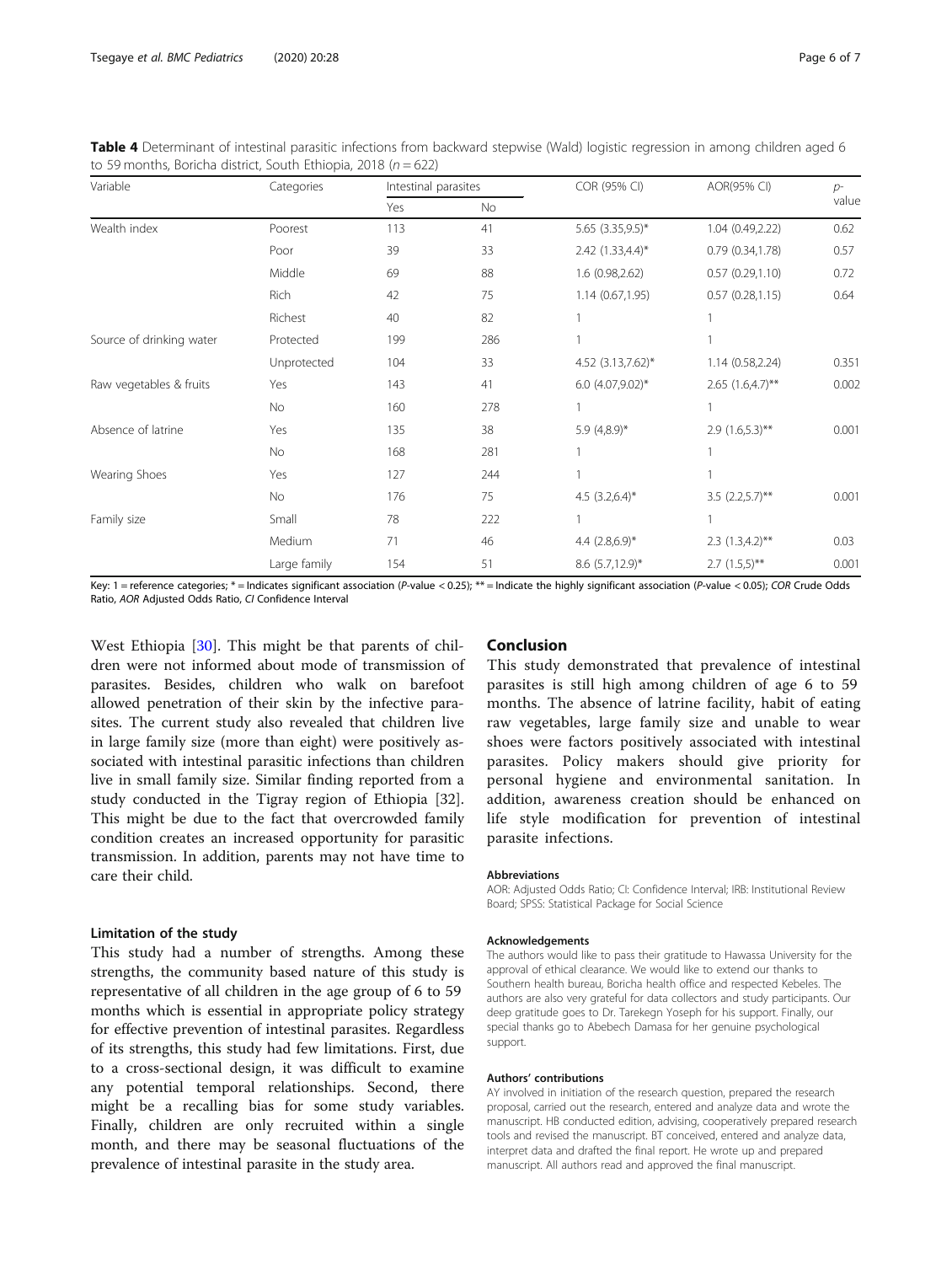**Table 4** Determinant of intestinal parasitic infections from backward stepwise (Wald) logistic regression in among children aged 6 to 59 months, Boricha district, South Ethiopia, 2018 ($n = 622$)

| Variable | Categories | Intestinal parasites | | COR (95% CI) | AOR(95% CI) | p-value |
|---|---|---|---|---|---|---|
| | | Yes | No | | | |
| Wealth index | Poorest | 113 | 41 | 5.65 (3.35,9.5)* | 1.04 (0.49,2.22) | 0.62 |
| | Poor | 39 | 33 | 2.42 (1.33,4.4)* | 0.79 (0.34,1.78) | 0.57 |
| | Middle | 69 | 88 | 1.6 (0.98,2.62) | 0.57 (0.29,1.10) | 0.72 |
| | Rich | 42 | 75 | 1.14 (0.67,1.95) | 0.57 (0.28,1.15) | 0.64 |
| | Richest | 40 | 82 | 1 | 1 | |
| Source of drinking water | Protected | 199 | 286 | 1 | 1 | |
| | Unprotected | 104 | 33 | 4.52 (3.13,7.62)* | 1.14 (0.58,2.24) | 0.351 |
| Raw vegetables & fruits | Yes | 143 | 41 | 6.0 (4.07,9.02)* | 2.65 (1.6,4.7)** | 0.002 |
| | No | 160 | 278 | 1 | 1 | |
| Absence of latrine | Yes | 135 | 38 | 5.9 (4,8.9)* | 2.9 (1.6,5.3)** | 0.001 |
| | No | 168 | 281 | 1 | 1 | |
| Wearing Shoes | Yes | 127 | 244 | 1 | 1 | |
| | No | 176 | 75 | 4.5 (3.2,6.4)* | 3.5 (2.2,5.7)** | 0.001 |
| Family size | Small | 78 | 222 | 1 | 1 | |
| | Medium | 71 | 46 | 4.4 (2.8,6.9)* | 2.3 (1.3,4.2)** | 0.03 |
| | Large family | 154 | 51 | 8.6 (5.7,12.9)* | 2.7 (1.5,5)** | 0.001 |

Key: 1 = reference categories; * = Indicates significant association (P-value < 0.25); ** = Indicate the highly significant association (P-value < 0.05); *COR* Crude Odds Ratio, *AOR* Adjusted Odds Ratio, *CI* Confidence Interval

West Ethiopia [30]. This might be that parents of children were not informed about mode of transmission of parasites. Besides, children who walk on barefoot allowed penetration of their skin by the infective parasites. The current study also revealed that children live in large family size (more than eight) were positively associated with intestinal parasitic infections than children live in small family size. Similar finding reported from a study conducted in the Tigray region of Ethiopia [32]. This might be due to the fact that overcrowded family condition creates an increased opportunity for parasitic transmission. In addition, parents may not have time to care their child.

### Limitation of the study

This study had a number of strengths. Among these strengths, the community based nature of this study is representative of all children in the age group of 6 to 59 months which is essential in appropriate policy strategy for effective prevention of intestinal parasites. Regardless of its strengths, this study had few limitations. First, due to a cross-sectional design, it was difficult to examine any potential temporal relationships. Second, there might be a recalling bias for some study variables. Finally, children are only recruited within a single month, and there may be seasonal fluctuations of the prevalence of intestinal parasite in the study area.

## Conclusion

This study demonstrated that prevalence of intestinal parasites is still high among children of age 6 to 59 months. The absence of latrine facility, habit of eating raw vegetables, large family size and unable to wear shoes were factors positively associated with intestinal parasites. Policy makers should give priority for personal hygiene and environmental sanitation. In addition, awareness creation should be enhanced on life style modification for prevention of intestinal parasite infections.

#### Abbreviations

AOR: Adjusted Odds Ratio; CI: Confidence Interval; IRB: Institutional Review Board; SPSS: Statistical Package for Social Science

#### Acknowledgements

The authors would like to pass their gratitude to Hawassa University for the approval of ethical clearance. We would like to extend our thanks to Southern health bureau, Boricha health office and respected Kebeles. The authors are also very grateful for data collectors and study participants. Our deep gratitude goes to Dr. Tarekegn Yoseph for his support. Finally, our special thanks go to Abebech Damasa for her genuine psychological support.

#### Authors' contributions

AY involved in initiation of the research question, prepared the research proposal, carried out the research, entered and analyze data and wrote the manuscript. HB conducted edition, advising, cooperatively prepared research tools and revised the manuscript. BT conceived, entered and analyze data, interpret data and drafted the final report. He wrote up and prepared manuscript. All authors read and approved the final manuscript.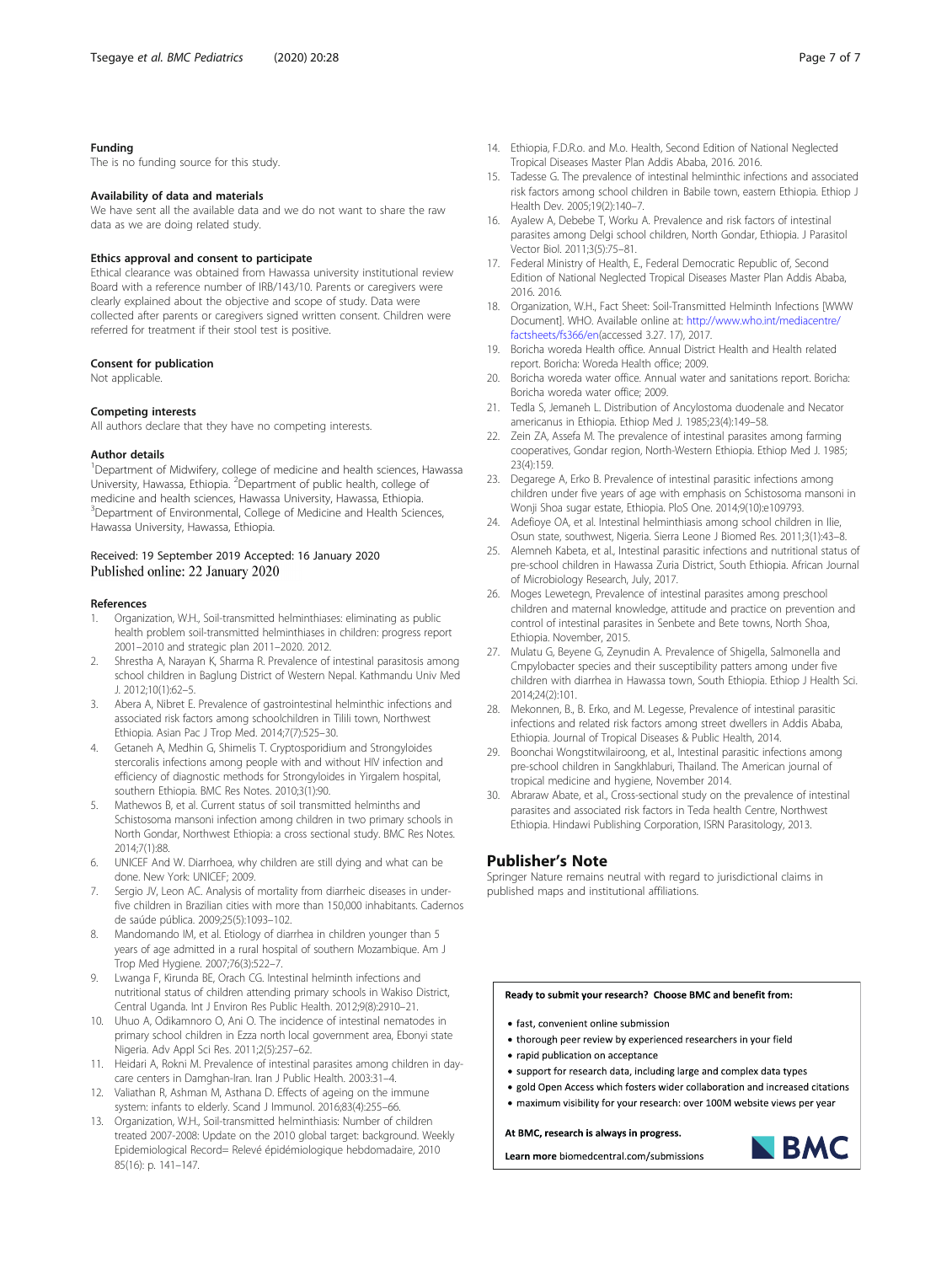### Funding

The is no funding source for this study.

### Availability of data and materials

We have sent all the available data and we do not want to share the raw data as we are doing related study.

### Ethics approval and consent to participate

Ethical clearance was obtained from Hawassa university institutional review Board with a reference number of IRB/143/10. Parents or caregivers were clearly explained about the objective and scope of study. Data were collected after parents or caregivers signed written consent. Children were referred for treatment if their stool test is positive.

### Consent for publication

Not applicable.

### Competing interests

All authors declare that they have no competing interests.

### Author details

[1]Department of Midwifery, college of medicine and health sciences, Hawassa University, Hawassa, Ethiopia. [2]Department of public health, college of medicine and health sciences, Hawassa University, Hawassa, Ethiopia. [3]Department of Environmental, College of Medicine and Health Sciences, Hawassa University, Hawassa, Ethiopia.

Received: 19 September 2019 Accepted: 16 January 2020
Published online: 22 January 2020

### References

1. Organization, W.H., Soil-transmitted helminthiases: eliminating as public health problem soil-transmitted helminthiases in children: progress report 2001–2010 and strategic plan 2011–2020. 2012.
2. Shrestha A, Narayan K, Sharma R. Prevalence of intestinal parasitosis among school children in Baglung District of Western Nepal. Kathmandu Univ Med J. 2012;10(1):62–5.
3. Abera A, Nibret E. Prevalence of gastrointestinal helminthic infections and associated risk factors among schoolchildren in Tilili town, Northwest Ethiopia. Asian Pac J Trop Med. 2014;7(7):525–30.
4. Getaneh A, Medhin G, Shimelis T. Cryptosporidium and Strongyloides stercoralis infections among people with and without HIV infection and efficiency of diagnostic methods for Strongyloides in Yirgalem hospital, southern Ethiopia. BMC Res Notes. 2010;3(1):90.
5. Mathewos B, et al. Current status of soil transmitted helminths and Schistosoma mansoni infection among children in two primary schools in North Gondar, Northwest Ethiopia: a cross sectional study. BMC Res Notes. 2014;7(1):88.
6. UNICEF And W. Diarrhoea, why children are still dying and what can be done. New York: UNICEF; 2009.
7. Sergio JV, Leon AC. Analysis of mortality from diarrheic diseases in under-five children in Brazilian cities with more than 150,000 inhabitants. Cadernos de saúde pública. 2009;25(5):1093–102.
8. Mandomando IM, et al. Etiology of diarrhea in children younger than 5 years of age admitted in a rural hospital of southern Mozambique. Am J Trop Med Hygiene. 2007;76(3):522–7.
9. Lwanga F, Kirunda BE, Orach CG. Intestinal helminth infections and nutritional status of children attending primary schools in Wakiso District, Central Uganda. Int J Environ Res Public Health. 2012;9(8):2910–21.
10. Uhuo A, Odikamnoro O, Ani O. The incidence of intestinal nematodes in primary school children in Ezza north local government area, Ebonyi state Nigeria. Adv Appl Sci Res. 2011;2(5):257–62.
11. Heidari A, Rokni M. Prevalence of intestinal parasites among children in day-care centers in Damghan-Iran. Iran J Public Health. 2003:31–4.
12. Valiathan R, Ashman M, Asthana D. Effects of ageing on the immune system: infants to elderly. Scand J Immunol. 2016;83(4):255–66.
13. Organization, W.H., Soil-transmitted helminthiasis: Number of children treated 2007-2008: Update on the 2010 global target: background. Weekly Epidemiological Record= Relevé épidémiologique hebdomadaire, 2010 85(16): p. 141–147.
14. Ethiopia, F.D.R.o. and M.o. Health, Second Edition of National Neglected Tropical Diseases Master Plan Addis Ababa, 2016. 2016.
15. Tadesse G. The prevalence of intestinal helminthic infections and associated risk factors among school children in Babile town, eastern Ethiopia. Ethiop J Health Dev. 2005;19(2):140–7.
16. Ayalew A, Debebe T, Worku A. Prevalence and risk factors of intestinal parasites among Delgi school children, North Gondar, Ethiopia. J Parasitol Vector Biol. 2011;3(5):75–81.
17. Federal Ministry of Health, E., Federal Democratic Republic of, Second Edition of National Neglected Tropical Diseases Master Plan Addis Ababa, 2016. 2016.
18. Organization, W.H., Fact Sheet: Soil-Transmitted Helminth Infections [WWW Document]. WHO. Available online at: http://www.who.int/mediacentre/factsheets/fs366/en(accessed 3.27. 17), 2017.
19. Boricha woreda Health office. Annual District Health and Health related report. Boricha: Woreda Health office; 2009.
20. Boricha woreda water office. Annual water and sanitations report. Boricha: Boricha woreda water office; 2009.
21. Tedla S, Jemaneh L. Distribution of Ancylostoma duodenale and Necator americanus in Ethiopia. Ethiop Med J. 1985;23(4):149–58.
22. Zein ZA, Assefa M. The prevalence of intestinal parasites among farming cooperatives, Gondar region, North-Western Ethiopia. Ethiop Med J. 1985; 23(4):159.
23. Degarege A, Erko B. Prevalence of intestinal parasitic infections among children under five years of age with emphasis on Schistosoma mansoni in Wonji Shoa sugar estate, Ethiopia. PloS One. 2014;9(10):e109793.
24. Adefioye OA, et al. Intestinal helminthiasis among school children in Ilie, Osun state, southwest, Nigeria. Sierra Leone J Biomed Res. 2011;3(1):43–8.
25. Alemneh Kabeta, et al., Intestinal parasitic infections and nutritional status of pre-school children in Hawassa Zuria District, South Ethiopia. African Journal of Microbiology Research, July, 2017.
26. Moges Lewetegn, Prevalence of intestinal parasites among preschool children and maternal knowledge, attitude and practice on prevention and control of intestinal parasites in Senbete and Bete towns, North Shoa, Ethiopia. November, 2015.
27. Mulatu G, Beyene G, Zeynudin A. Prevalence of Shigella, Salmonella and Cmpylobacter species and their susceptibility patters among under five children with diarrhea in Hawassa town, South Ethiopia. Ethiop J Health Sci. 2014;24(2):101.
28. Mekonnen, B., B. Erko, and M. Legesse, Prevalence of intestinal parasitic infections and related risk factors among street dwellers in Addis Ababa, Ethiopia. Journal of Tropical Diseases & Public Health, 2014.
29. Boonchai Wongstitwilairoong, et al., Intestinal parasitic infections among pre-school children in Sangkhlaburi, Thailand. The American journal of tropical medicine and hygiene, November 2014.
30. Abraraw Abate, et al., Cross-sectional study on the prevalence of intestinal parasites and associated risk factors in Teda health Centre, Northwest Ethiopia. Hindawi Publishing Corporation, ISRN Parasitology, 2013.

## Publisher's Note

Springer Nature remains neutral with regard to jurisdictional claims in published maps and institutional affiliations.

**Ready to submit your research? Choose BMC and benefit from:**

- fast, convenient online submission
- thorough peer review by experienced researchers in your field
- rapid publication on acceptance
- support for research data, including large and complex data types
- gold Open Access which fosters wider collaboration and increased citations
- maximum visibility for your research: over 100M website views per year

**At BMC, research is always in progress.**

**Learn more** biomedcentral.com/submissions

BMC